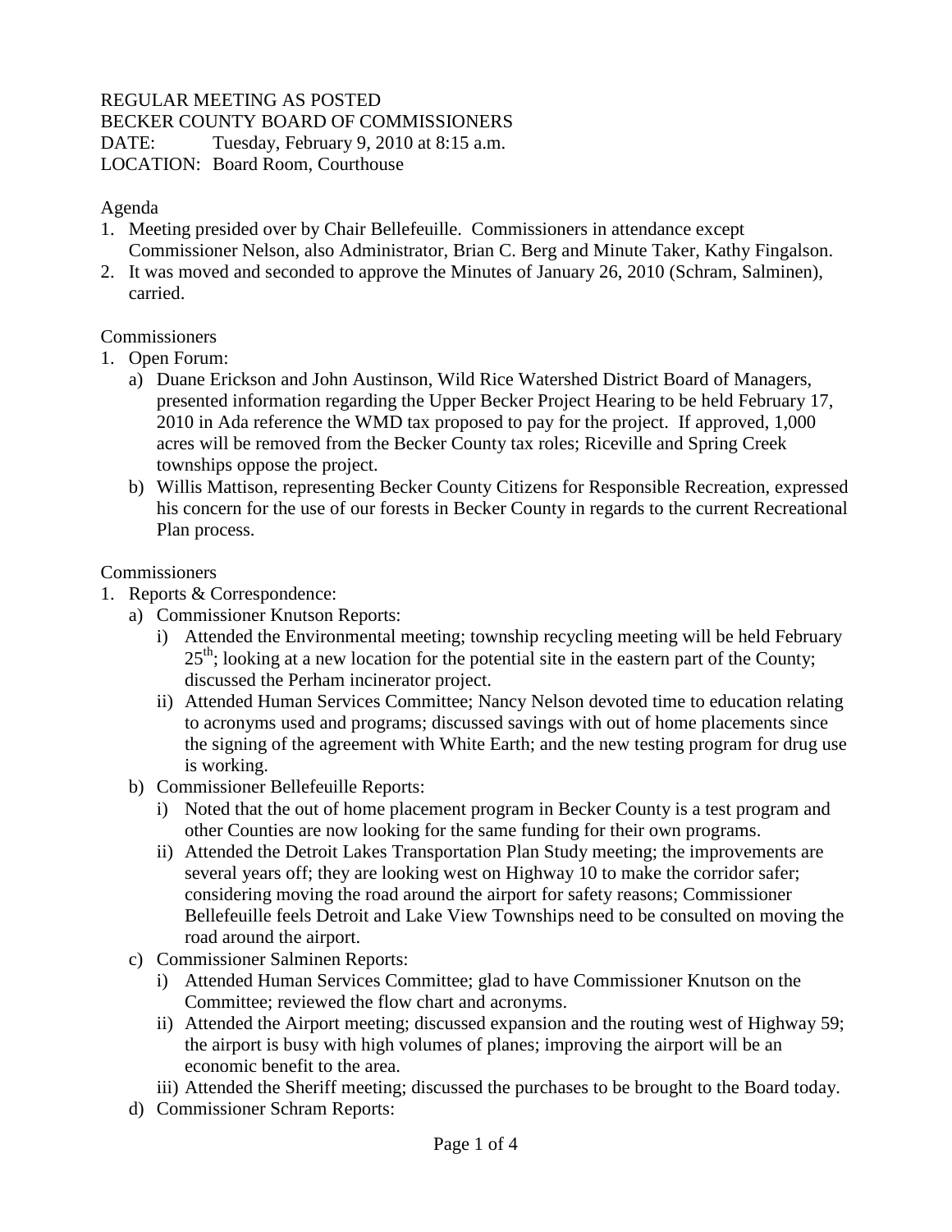REGULAR MEETING AS POSTED
BECKER COUNTY BOARD OF COMMISSIONERS
DATE: Tuesday, February 9, 2010 at 8:15 a.m.
LOCATION: Board Room, Courthouse

Agenda

1. Meeting presided over by Chair Bellefeuille. Commissioners in attendance except Commissioner Nelson, also Administrator, Brian C. Berg and Minute Taker, Kathy Fingalson.
2. It was moved and seconded to approve the Minutes of January 26, 2010 (Schram, Salminen), carried.

Commissioners

1. Open Forum:
   a) Duane Erickson and John Austinson, Wild Rice Watershed District Board of Managers, presented information regarding the Upper Becker Project Hearing to be held February 17, 2010 in Ada reference the WMD tax proposed to pay for the project. If approved, 1,000 acres will be removed from the Becker County tax roles; Riceville and Spring Creek townships oppose the project.
   b) Willis Mattison, representing Becker County Citizens for Responsible Recreation, expressed his concern for the use of our forests in Becker County in regards to the current Recreational Plan process.

Commissioners

1. Reports & Correspondence:
   a) Commissioner Knutson Reports:
      i) Attended the Environmental meeting; township recycling meeting will be held February 25th; looking at a new location for the potential site in the eastern part of the County; discussed the Perham incinerator project.
      ii) Attended Human Services Committee; Nancy Nelson devoted time to education relating to acronyms used and programs; discussed savings with out of home placements since the signing of the agreement with White Earth; and the new testing program for drug use is working.
   b) Commissioner Bellefeuille Reports:
      i) Noted that the out of home placement program in Becker County is a test program and other Counties are now looking for the same funding for their own programs.
      ii) Attended the Detroit Lakes Transportation Plan Study meeting; the improvements are several years off; they are looking west on Highway 10 to make the corridor safer; considering moving the road around the airport for safety reasons; Commissioner Bellefeuille feels Detroit and Lake View Townships need to be consulted on moving the road around the airport.
   c) Commissioner Salminen Reports:
      i) Attended Human Services Committee; glad to have Commissioner Knutson on the Committee; reviewed the flow chart and acronyms.
      ii) Attended the Airport meeting; discussed expansion and the routing west of Highway 59; the airport is busy with high volumes of planes; improving the airport will be an economic benefit to the area.
      iii) Attended the Sheriff meeting; discussed the purchases to be brought to the Board today.
   d) Commissioner Schram Reports: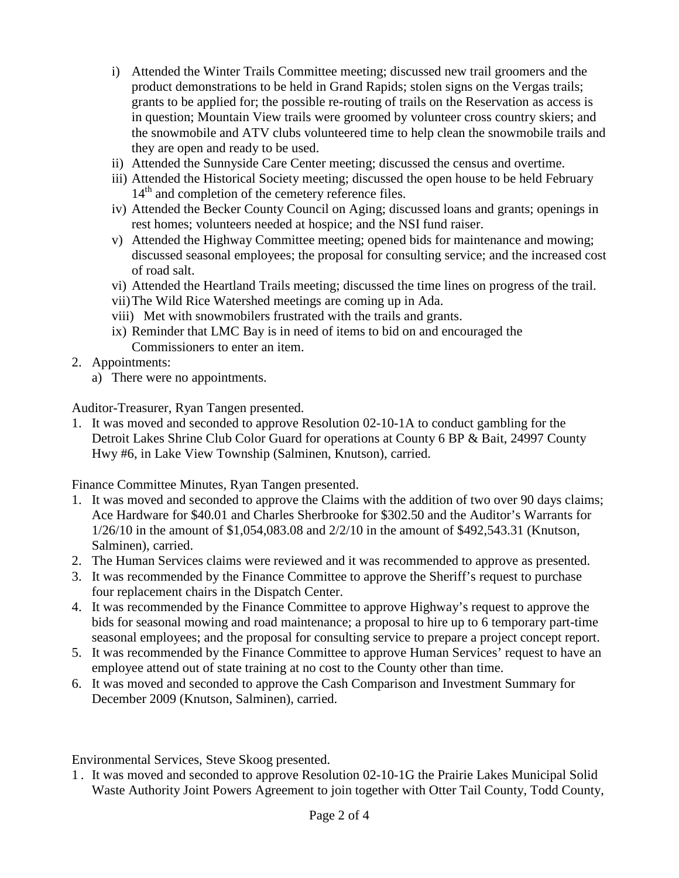i) Attended the Winter Trails Committee meeting; discussed new trail groomers and the product demonstrations to be held in Grand Rapids; stolen signs on the Vergas trails; grants to be applied for; the possible re-routing of trails on the Reservation as access is in question; Mountain View trails were groomed by volunteer cross country skiers; and the snowmobile and ATV clubs volunteered time to help clean the snowmobile trails and they are open and ready to be used.
ii) Attended the Sunnyside Care Center meeting; discussed the census and overtime.
iii) Attended the Historical Society meeting; discussed the open house to be held February 14th and completion of the cemetery reference files.
iv) Attended the Becker County Council on Aging; discussed loans and grants; openings in rest homes; volunteers needed at hospice; and the NSI fund raiser.
v) Attended the Highway Committee meeting; opened bids for maintenance and mowing; discussed seasonal employees; the proposal for consulting service; and the increased cost of road salt.
vi) Attended the Heartland Trails meeting; discussed the time lines on progress of the trail.
vii) The Wild Rice Watershed meetings are coming up in Ada.
viii) Met with snowmobilers frustrated with the trails and grants.
ix) Reminder that LMC Bay is in need of items to bid on and encouraged the Commissioners to enter an item.

2. Appointments:
   a) There were no appointments.

Auditor-Treasurer, Ryan Tangen presented.

1. It was moved and seconded to approve Resolution 02-10-1A to conduct gambling for the Detroit Lakes Shrine Club Color Guard for operations at County 6 BP & Bait, 24997 County Hwy #6, in Lake View Township (Salminen, Knutson), carried.

Finance Committee Minutes, Ryan Tangen presented.

1. It was moved and seconded to approve the Claims with the addition of two over 90 days claims; Ace Hardware for $40.01 and Charles Sherbrooke for $302.50 and the Auditor's Warrants for 1/26/10 in the amount of $1,054,083.08 and 2/2/10 in the amount of $492,543.31 (Knutson, Salminen), carried.
2. The Human Services claims were reviewed and it was recommended to approve as presented.
3. It was recommended by the Finance Committee to approve the Sheriff's request to purchase four replacement chairs in the Dispatch Center.
4. It was recommended by the Finance Committee to approve Highway's request to approve the bids for seasonal mowing and road maintenance; a proposal to hire up to 6 temporary part-time seasonal employees; and the proposal for consulting service to prepare a project concept report.
5. It was recommended by the Finance Committee to approve Human Services' request to have an employee attend out of state training at no cost to the County other than time.
6. It was moved and seconded to approve the Cash Comparison and Investment Summary for December 2009 (Knutson, Salminen), carried.

Environmental Services, Steve Skoog presented.

1. It was moved and seconded to approve Resolution 02-10-1G the Prairie Lakes Municipal Solid Waste Authority Joint Powers Agreement to join together with Otter Tail County, Todd County,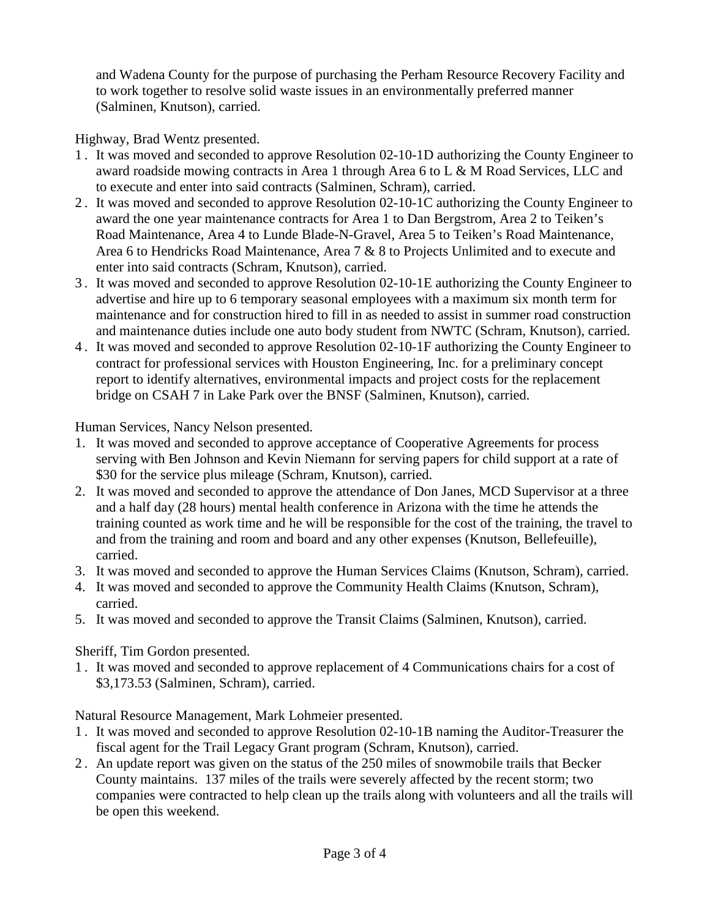and Wadena County for the purpose of purchasing the Perham Resource Recovery Facility and to work together to resolve solid waste issues in an environmentally preferred manner (Salminen, Knutson), carried.

Highway, Brad Wentz presented.

1. It was moved and seconded to approve Resolution 02-10-1D authorizing the County Engineer to award roadside mowing contracts in Area 1 through Area 6 to L & M Road Services, LLC and to execute and enter into said contracts (Salminen, Schram), carried.
2. It was moved and seconded to approve Resolution 02-10-1C authorizing the County Engineer to award the one year maintenance contracts for Area 1 to Dan Bergstrom, Area 2 to Teiken's Road Maintenance, Area 4 to Lunde Blade-N-Gravel, Area 5 to Teiken's Road Maintenance, Area 6 to Hendricks Road Maintenance, Area 7 & 8 to Projects Unlimited and to execute and enter into said contracts (Schram, Knutson), carried.
3. It was moved and seconded to approve Resolution 02-10-1E authorizing the County Engineer to advertise and hire up to 6 temporary seasonal employees with a maximum six month term for maintenance and for construction hired to fill in as needed to assist in summer road construction and maintenance duties include one auto body student from NWTC (Schram, Knutson), carried.
4. It was moved and seconded to approve Resolution 02-10-1F authorizing the County Engineer to contract for professional services with Houston Engineering, Inc. for a preliminary concept report to identify alternatives, environmental impacts and project costs for the replacement bridge on CSAH 7 in Lake Park over the BNSF (Salminen, Knutson), carried.

Human Services, Nancy Nelson presented.

1. It was moved and seconded to approve acceptance of Cooperative Agreements for process serving with Ben Johnson and Kevin Niemann for serving papers for child support at a rate of $30 for the service plus mileage (Schram, Knutson), carried.
2. It was moved and seconded to approve the attendance of Don Janes, MCD Supervisor at a three and a half day (28 hours) mental health conference in Arizona with the time he attends the training counted as work time and he will be responsible for the cost of the training, the travel to and from the training and room and board and any other expenses (Knutson, Bellefeuille), carried.
3. It was moved and seconded to approve the Human Services Claims (Knutson, Schram), carried.
4. It was moved and seconded to approve the Community Health Claims (Knutson, Schram), carried.
5. It was moved and seconded to approve the Transit Claims (Salminen, Knutson), carried.

Sheriff, Tim Gordon presented.

1. It was moved and seconded to approve replacement of 4 Communications chairs for a cost of $3,173.53 (Salminen, Schram), carried.

Natural Resource Management, Mark Lohmeier presented.

1. It was moved and seconded to approve Resolution 02-10-1B naming the Auditor-Treasurer the fiscal agent for the Trail Legacy Grant program (Schram, Knutson), carried.
2. An update report was given on the status of the 250 miles of snowmobile trails that Becker County maintains. 137 miles of the trails were severely affected by the recent storm; two companies were contracted to help clean up the trails along with volunteers and all the trails will be open this weekend.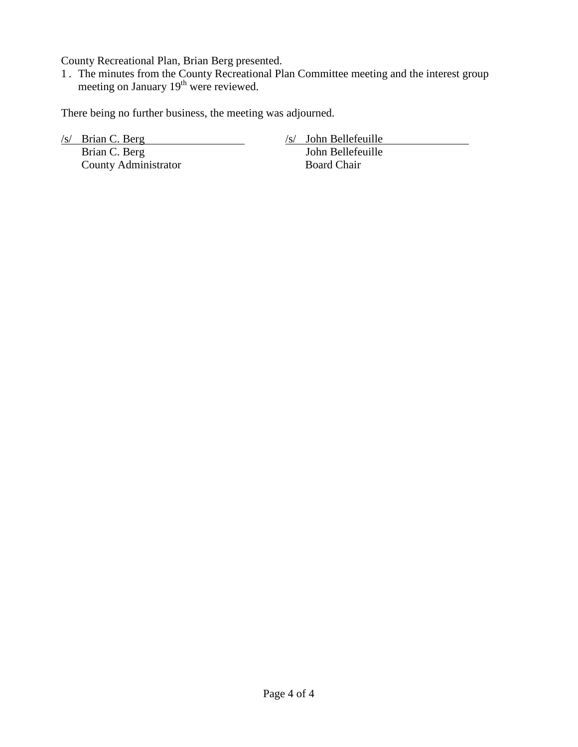County Recreational Plan, Brian Berg presented.

1. The minutes from the County Recreational Plan Committee meeting and the interest group meeting on January 19th were reviewed.

There being no further business, the meeting was adjourned.

| | |
|---|---|
| /s/ Brian C. Berg | /s/ John Bellefeuille |
| Brian C. Berg | John Bellefeuille |
| County Administrator | Board Chair |